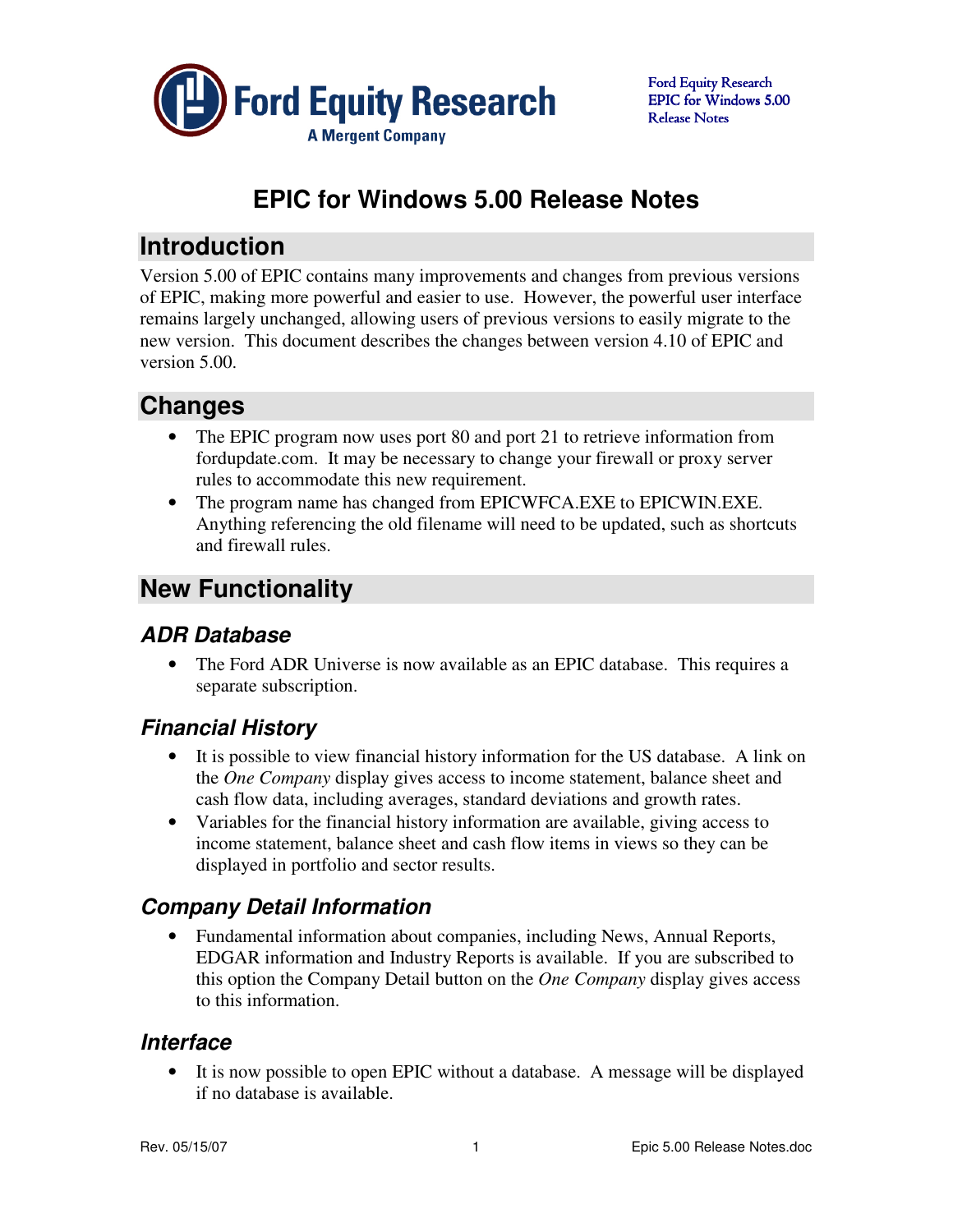# EPIC for Windows 5.00 Release Notes

## Introduction

Version 5.00 of EPIC contains many improvements and changes from previous versions of EPIC, making more powerful and easier to use. However, the powerful user interface remains largely unchanged, allowing users of previous versions to easily migrate to the new version. This document describes the changes between version 4.10 of EPIC and version 5.00.

## Changes

- The EPIC program now uses port 80 and port 21 to retrieve information from fordupdate.com. It may be necessary to change your firewall or proxy server rules to accommodate this new requirement.
- The program name has changed from EPICWFCA.EXE to EPICWIN.EXE. Anything referencing the old filename will need to be updated, such as shortcuts and firewall rules.

## New Functionality

### ADR Database

- The Ford ADR Universe is now available as an EPIC database. This requires a separate subscription.

### Financial History

- It is possible to view financial history information for the US database. A link on the *One Company* display gives access to income statement, balance sheet and cash flow data, including averages, standard deviations and growth rates.
- Variables for the financial history information are available, giving access to income statement, balance sheet and cash flow items in views so they can be displayed in portfolio and sector results.

### Company Detail Information

- Fundamental information about companies, including News, Annual Reports, EDGAR information and Industry Reports is available. If you are subscribed to this option the Company Detail button on the *One Company* display gives access to this information.

### Interface

- It is now possible to open EPIC without a database. A message will be displayed if no database is available.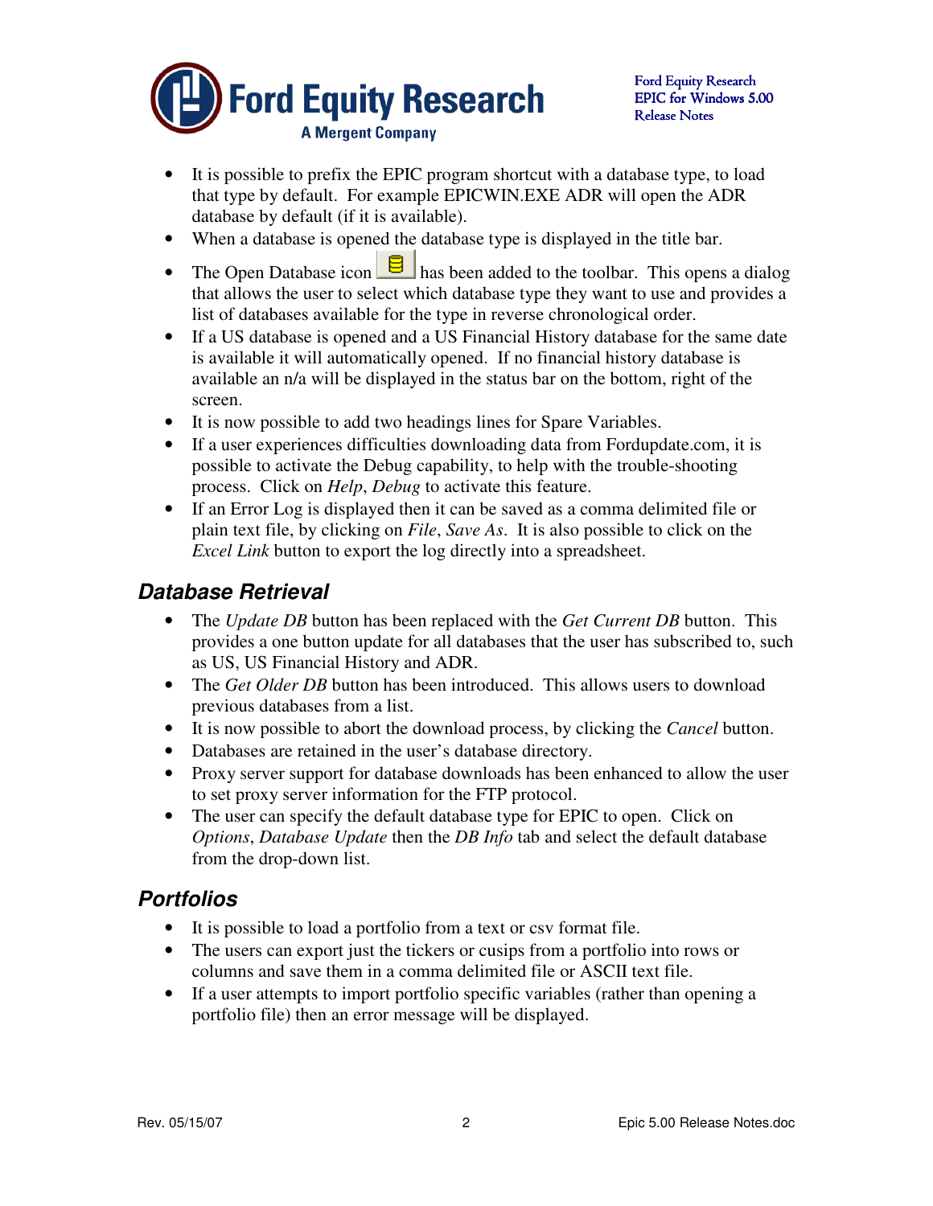- It is possible to prefix the EPIC program shortcut with a database type, to load that type by default. For example EPICWIN.EXE ADR will open the ADR database by default (if it is available).
- When a database is opened the database type is displayed in the title bar.
- The Open Database icon has been added to the toolbar. This opens a dialog that allows the user to select which database type they want to use and provides a list of databases available for the type in reverse chronological order.
- If a US database is opened and a US Financial History database for the same date is available it will automatically opened. If no financial history database is available an n/a will be displayed in the status bar on the bottom, right of the screen.
- It is now possible to add two headings lines for Spare Variables.
- If a user experiences difficulties downloading data from Fordupdate.com, it is possible to activate the Debug capability, to help with the trouble-shooting process. Click on *Help*, *Debug* to activate this feature.
- If an Error Log is displayed then it can be saved as a comma delimited file or plain text file, by clicking on *File*, *Save As*. It is also possible to click on the *Excel Link* button to export the log directly into a spreadsheet.

## Database Retrieval

- The *Update DB* button has been replaced with the *Get Current DB* button. This provides a one button update for all databases that the user has subscribed to, such as US, US Financial History and ADR.
- The *Get Older DB* button has been introduced. This allows users to download previous databases from a list.
- It is now possible to abort the download process, by clicking the *Cancel* button.
- Databases are retained in the user's database directory.
- Proxy server support for database downloads has been enhanced to allow the user to set proxy server information for the FTP protocol.
- The user can specify the default database type for EPIC to open. Click on *Options*, *Database Update* then the *DB Info* tab and select the default database from the drop-down list.

## Portfolios

- It is possible to load a portfolio from a text or csv format file.
- The users can export just the tickers or cusips from a portfolio into rows or columns and save them in a comma delimited file or ASCII text file.
- If a user attempts to import portfolio specific variables (rather than opening a portfolio file) then an error message will be displayed.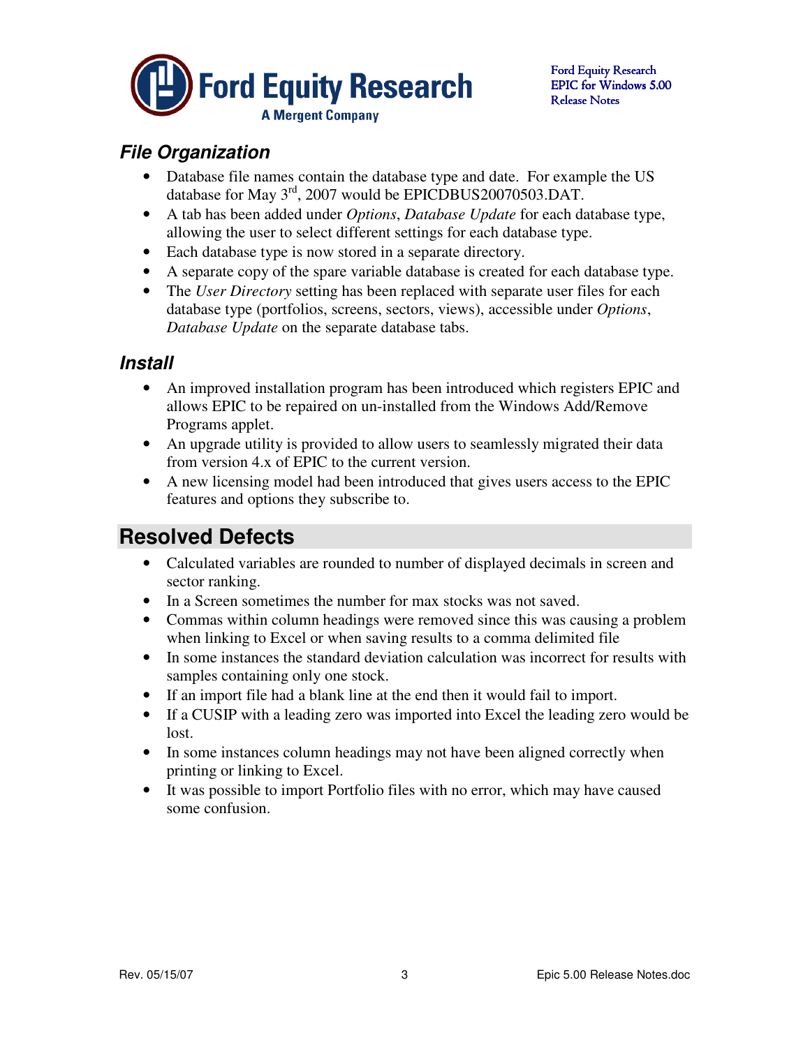### *File Organization*

- Database file names contain the database type and date. For example the US database for May 3rd, 2007 would be EPICDBUS20070503.DAT.
- A tab has been added under *Options*, *Database Update* for each database type, allowing the user to select different settings for each database type.
- Each database type is now stored in a separate directory.
- A separate copy of the spare variable database is created for each database type.
- The *User Directory* setting has been replaced with separate user files for each database type (portfolios, screens, sectors, views), accessible under *Options*, *Database Update* on the separate database tabs.

### *Install*

- An improved installation program has been introduced which registers EPIC and allows EPIC to be repaired on un-installed from the Windows Add/Remove Programs applet.
- An upgrade utility is provided to allow users to seamlessly migrated their data from version 4.x of EPIC to the current version.
- A new licensing model had been introduced that gives users access to the EPIC features and options they subscribe to.

## Resolved Defects

- Calculated variables are rounded to number of displayed decimals in screen and sector ranking.
- In a Screen sometimes the number for max stocks was not saved.
- Commas within column headings were removed since this was causing a problem when linking to Excel or when saving results to a comma delimited file
- In some instances the standard deviation calculation was incorrect for results with samples containing only one stock.
- If an import file had a blank line at the end then it would fail to import.
- If a CUSIP with a leading zero was imported into Excel the leading zero would be lost.
- In some instances column headings may not have been aligned correctly when printing or linking to Excel.
- It was possible to import Portfolio files with no error, which may have caused some confusion.